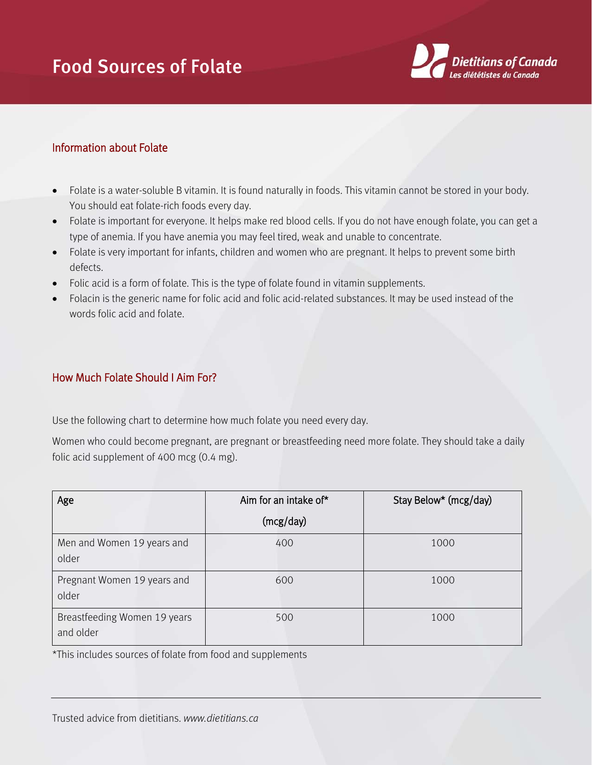# Food Sources of Folate

Dietitians of Canada
*Les diététistes du Canada*

## Information about Folate

- Folate is a water-soluble B vitamin. It is found naturally in foods. This vitamin cannot be stored in your body. You should eat folate-rich foods every day.
- Folate is important for everyone. It helps make red blood cells. If you do not have enough folate, you can get a type of anemia. If you have anemia you may feel tired, weak and unable to concentrate.
- Folate is very important for infants, children and women who are pregnant. It helps to prevent some birth defects.
- Folic acid is a form of folate. This is the type of folate found in vitamin supplements.
- Folacin is the generic name for folic acid and folic acid-related substances. It may be used instead of the words folic acid and folate.

## How Much Folate Should I Aim For?

Use the following chart to determine how much folate you need every day.

Women who could become pregnant, are pregnant or breastfeeding need more folate. They should take a daily folic acid supplement of 400 mcg (0.4 mg).

| Age | Aim for an intake of* (mcg/day) | Stay Below* (mcg/day) |
|---|---|---|
| Men and Women 19 years and older | 400 | 1000 |
| Pregnant Women 19 years and older | 600 | 1000 |
| Breastfeeding Women 19 years and older | 500 | 1000 |

*This includes sources of folate from food and supplements

Trusted advice from dietitians. *www.dietitians.ca*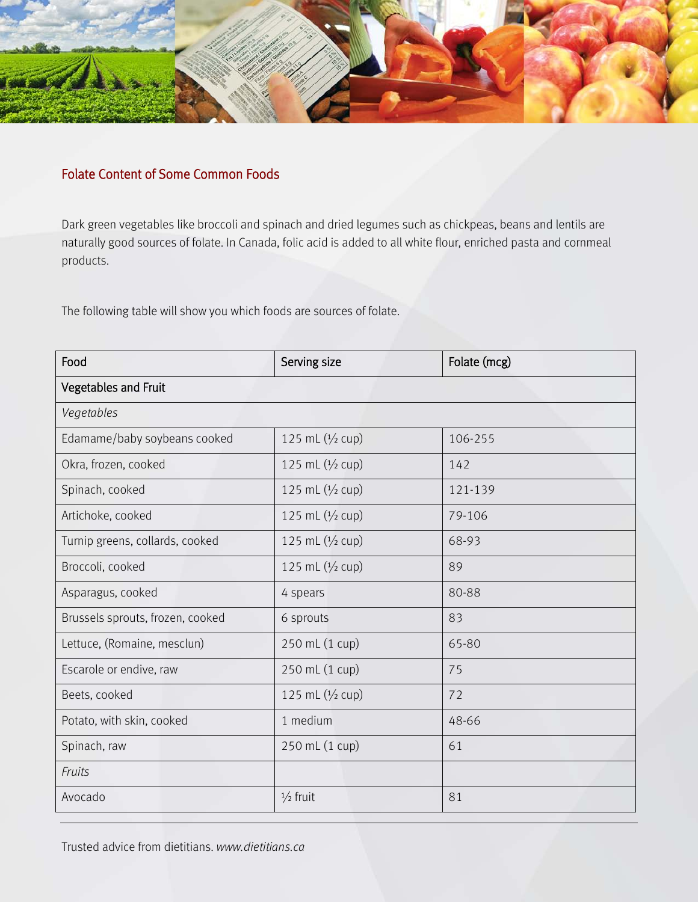## Folate Content of Some Common Foods

Dark green vegetables like broccoli and spinach and dried legumes such as chickpeas, beans and lentils are naturally good sources of folate. In Canada, folic acid is added to all white flour, enriched pasta and cornmeal products.

The following table will show you which foods are sources of folate.

| Food | Serving size | Folate (mcg) |
|---|---|---|
| **Vegetables and Fruit** | | |
| *Vegetables* | | |
| Edamame/baby soybeans cooked | 125 mL (½ cup) | 106-255 |
| Okra, frozen, cooked | 125 mL (½ cup) | 142 |
| Spinach, cooked | 125 mL (½ cup) | 121-139 |
| Artichoke, cooked | 125 mL (½ cup) | 79-106 |
| Turnip greens, collards, cooked | 125 mL (½ cup) | 68-93 |
| Broccoli, cooked | 125 mL (½ cup) | 89 |
| Asparagus, cooked | 4 spears | 80-88 |
| Brussels sprouts, frozen, cooked | 6 sprouts | 83 |
| Lettuce, (Romaine, mesclun) | 250 mL (1 cup) | 65-80 |
| Escarole or endive, raw | 250 mL (1 cup) | 75 |
| Beets, cooked | 125 mL (½ cup) | 72 |
| Potato, with skin, cooked | 1 medium | 48-66 |
| Spinach, raw | 250 mL (1 cup) | 61 |
| *Fruits* | | |
| Avocado | ½ fruit | 81 |

Trusted advice from dietitians. *www.dietitians.ca*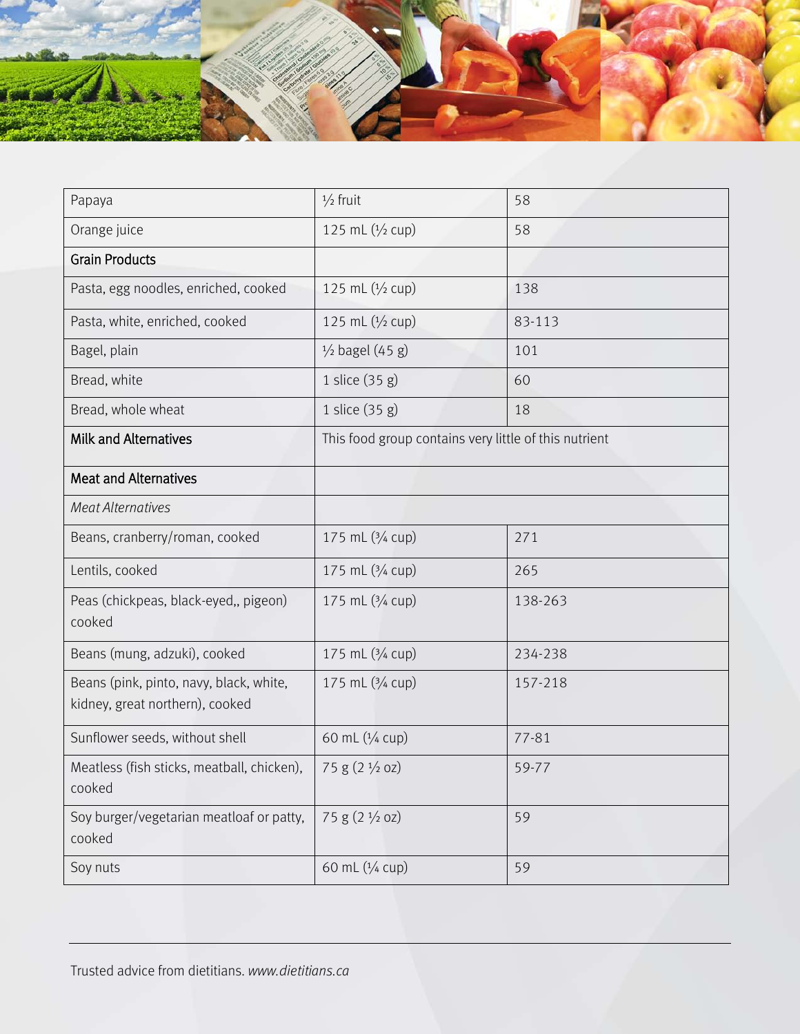| Papaya | ½ fruit | 58 |
|---|---|---|
| Orange juice | 125 mL (½ cup) | 58 |
| **Grain Products** | | |
| Pasta, egg noodles, enriched, cooked | 125 mL (½ cup) | 138 |
| Pasta, white, enriched, cooked | 125 mL (½ cup) | 83-113 |
| Bagel, plain | ½ bagel (45 g) | 101 |
| Bread, white | 1 slice (35 g) | 60 |
| Bread, whole wheat | 1 slice (35 g) | 18 |
| **Milk and Alternatives** | This food group contains very little of this nutrient | |
| **Meat and Alternatives** | | |
| *Meat Alternatives* | | |
| Beans, cranberry/roman, cooked | 175 mL (¾ cup) | 271 |
| Lentils, cooked | 175 mL (¾ cup) | 265 |
| Peas (chickpeas, black-eyed,, pigeon) cooked | 175 mL (¾ cup) | 138-263 |
| Beans (mung, adzuki), cooked | 175 mL (¾ cup) | 234-238 |
| Beans (pink, pinto, navy, black, white, kidney, great northern), cooked | 175 mL (¾ cup) | 157-218 |
| Sunflower seeds, without shell | 60 mL (¼ cup) | 77-81 |
| Meatless (fish sticks, meatball, chicken), cooked | 75 g (2 ½ oz) | 59-77 |
| Soy burger/vegetarian meatloaf or patty, cooked | 75 g (2 ½ oz) | 59 |
| Soy nuts | 60 mL (¼ cup) | 59 |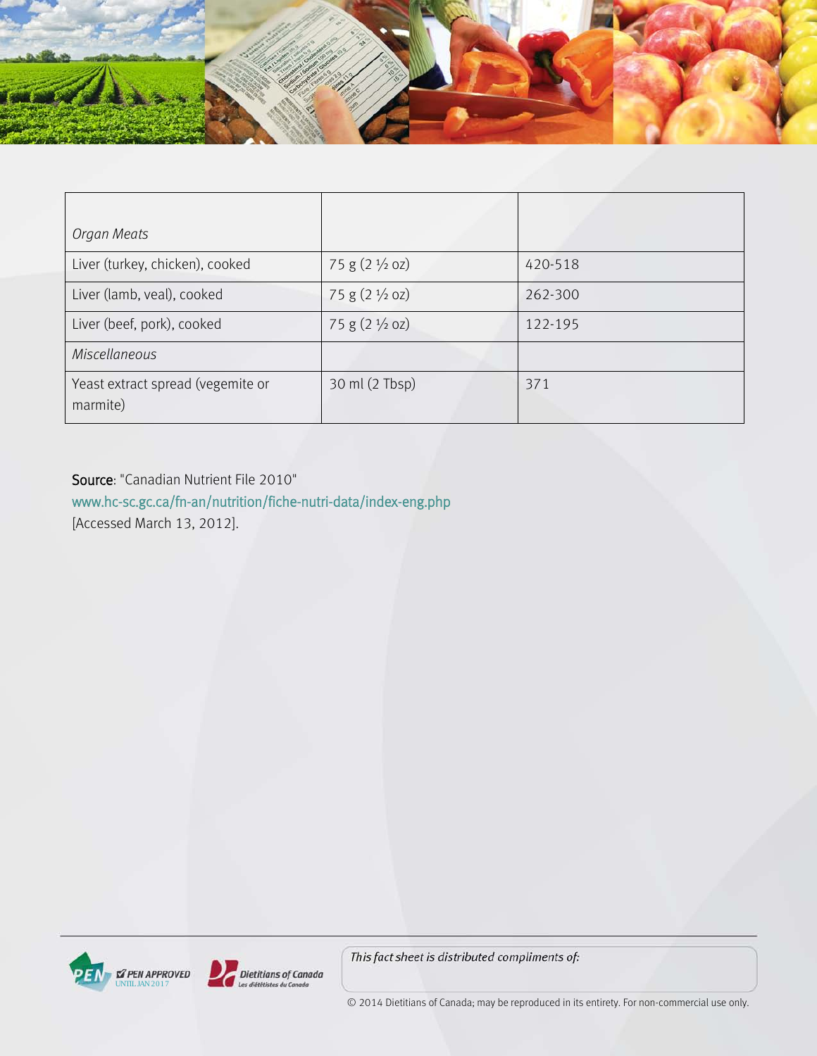| | | |
|---|---|---|
| *Organ Meats* | | |
| Liver (turkey, chicken), cooked | 75 g (2 ½ oz) | 420-518 |
| Liver (lamb, veal), cooked | 75 g (2 ½ oz) | 262-300 |
| Liver (beef, pork), cooked | 75 g (2 ½ oz) | 122-195 |
| *Miscellaneous* | | |
| Yeast extract spread (vegemite or marmite) | 30 ml (2 Tbsp) | 371 |

Source: "Canadian Nutrient File 2010"
www.hc-sc.gc.ca/fn-an/nutrition/fiche-nutri-data/index-eng.php
[Accessed March 13, 2012].

PEN APPROVED UNTIL JAN 2017

Dietitians of Canada / Les diététistes du Canada

*This fact sheet is distributed compliments of:*

© 2014 Dietitians of Canada; may be reproduced in its entirety. For non-commercial use only.